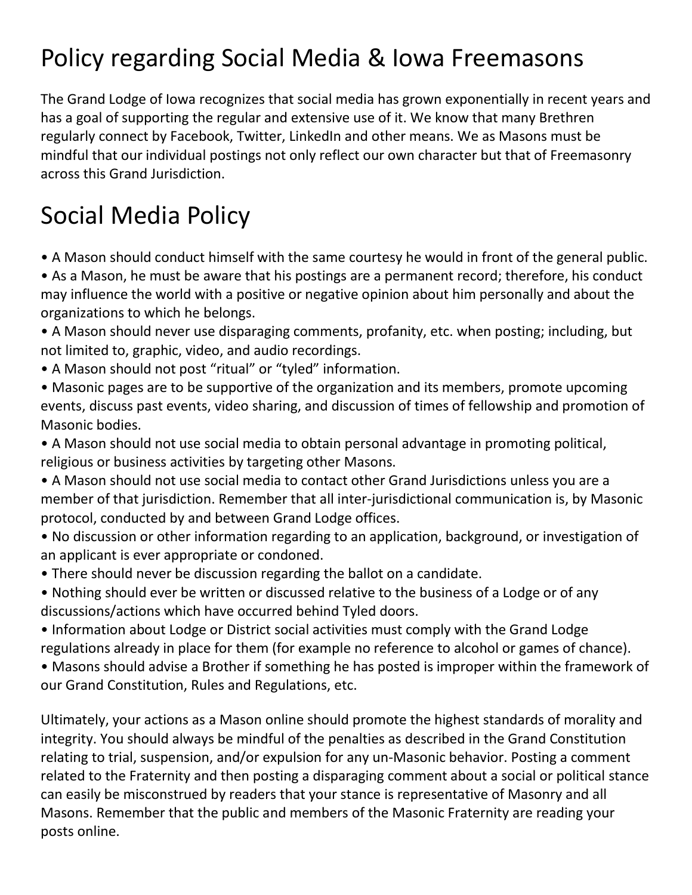# Policy regarding Social Media & Iowa Freemasons

The Grand Lodge of Iowa recognizes that social media has grown exponentially in recent years and has a goal of supporting the regular and extensive use of it. We know that many Brethren regularly connect by Facebook, Twitter, LinkedIn and other means. We as Masons must be mindful that our individual postings not only reflect our own character but that of Freemasonry across this Grand Jurisdiction.

# Social Media Policy

- A Mason should conduct himself with the same courtesy he would in front of the general public.
- As a Mason, he must be aware that his postings are a permanent record; therefore, his conduct may influence the world with a positive or negative opinion about him personally and about the organizations to which he belongs.
- A Mason should never use disparaging comments, profanity, etc. when posting; including, but not limited to, graphic, video, and audio recordings.
- A Mason should not post “ritual” or “tyled” information.
- Masonic pages are to be supportive of the organization and its members, promote upcoming events, discuss past events, video sharing, and discussion of times of fellowship and promotion of Masonic bodies.
- A Mason should not use social media to obtain personal advantage in promoting political, religious or business activities by targeting other Masons.
- A Mason should not use social media to contact other Grand Jurisdictions unless you are a member of that jurisdiction. Remember that all inter-jurisdictional communication is, by Masonic protocol, conducted by and between Grand Lodge offices.
- No discussion or other information regarding to an application, background, or investigation of an applicant is ever appropriate or condoned.
- There should never be discussion regarding the ballot on a candidate.
- Nothing should ever be written or discussed relative to the business of a Lodge or of any discussions/actions which have occurred behind Tyled doors.
- Information about Lodge or District social activities must comply with the Grand Lodge regulations already in place for them (for example no reference to alcohol or games of chance).
- Masons should advise a Brother if something he has posted is improper within the framework of our Grand Constitution, Rules and Regulations, etc.

Ultimately, your actions as a Mason online should promote the highest standards of morality and integrity. You should always be mindful of the penalties as described in the Grand Constitution relating to trial, suspension, and/or expulsion for any un-Masonic behavior. Posting a comment related to the Fraternity and then posting a disparaging comment about a social or political stance can easily be misconstrued by readers that your stance is representative of Masonry and all Masons. Remember that the public and members of the Masonic Fraternity are reading your posts online.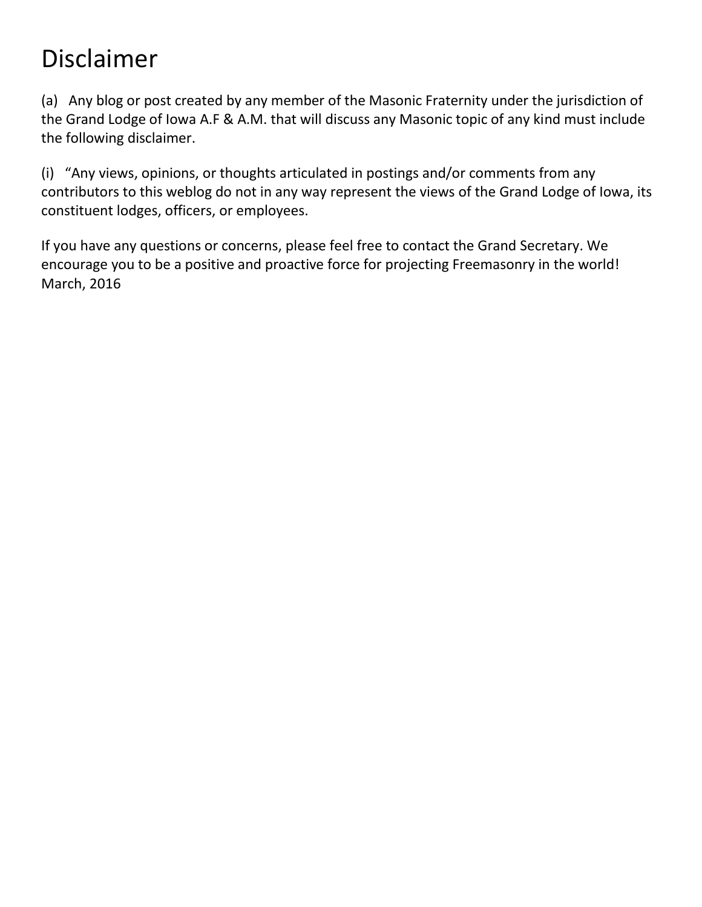# Disclaimer

(a) Any blog or post created by any member of the Masonic Fraternity under the jurisdiction of the Grand Lodge of Iowa A.F & A.M. that will discuss any Masonic topic of any kind must include the following disclaimer.

(i) "Any views, opinions, or thoughts articulated in postings and/or comments from any contributors to this weblog do not in any way represent the views of the Grand Lodge of Iowa, its constituent lodges, officers, or employees.

If you have any questions or concerns, please feel free to contact the Grand Secretary. We encourage you to be a positive and proactive force for projecting Freemasonry in the world!
March, 2016